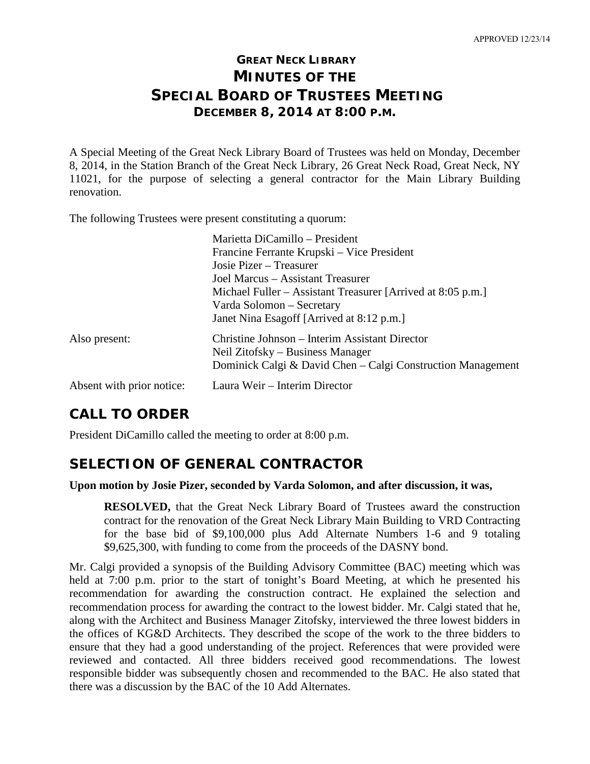APPROVED 12/23/14

# GREAT NECK LIBRARY
# MINUTES OF THE
# SPECIAL BOARD OF TRUSTEES MEETING
## DECEMBER 8, 2014 AT 8:00 P.M.

A Special Meeting of the Great Neck Library Board of Trustees was held on Monday, December 8, 2014, in the Station Branch of the Great Neck Library, 26 Great Neck Road, Great Neck, NY 11021, for the purpose of selecting a general contractor for the Main Library Building renovation.

The following Trustees were present constituting a quorum:

| | |
|---|---|
| | Marietta DiCamillo – President |
| | Francine Ferrante Krupski – Vice President |
| | Josie Pizer – Treasurer |
| | Joel Marcus – Assistant Treasurer |
| | Michael Fuller – Assistant Treasurer [Arrived at 8:05 p.m.] |
| | Varda Solomon – Secretary |
| | Janet Nina Esagoff [Arrived at 8:12 p.m.] |
| Also present: | Christine Johnson – Interim Assistant Director |
| | Neil Zitofsky – Business Manager |
| | Dominick Calgi & David Chen – Calgi Construction Management |
| Absent with prior notice: | Laura Weir – Interim Director |

## CALL TO ORDER

President DiCamillo called the meeting to order at 8:00 p.m.

## SELECTION OF GENERAL CONTRACTOR

**Upon motion by Josie Pizer, seconded by Varda Solomon, and after discussion, it was,**

> **RESOLVED,** that the Great Neck Library Board of Trustees award the construction contract for the renovation of the Great Neck Library Main Building to VRD Contracting for the base bid of $9,100,000 plus Add Alternate Numbers 1-6 and 9 totaling $9,625,300, with funding to come from the proceeds of the DASNY bond.

Mr. Calgi provided a synopsis of the Building Advisory Committee (BAC) meeting which was held at 7:00 p.m. prior to the start of tonight's Board Meeting, at which he presented his recommendation for awarding the construction contract. He explained the selection and recommendation process for awarding the contract to the lowest bidder. Mr. Calgi stated that he, along with the Architect and Business Manager Zitofsky, interviewed the three lowest bidders in the offices of KG&D Architects. They described the scope of the work to the three bidders to ensure that they had a good understanding of the project. References that were provided were reviewed and contacted. All three bidders received good recommendations. The lowest responsible bidder was subsequently chosen and recommended to the BAC. He also stated that there was a discussion by the BAC of the 10 Add Alternates.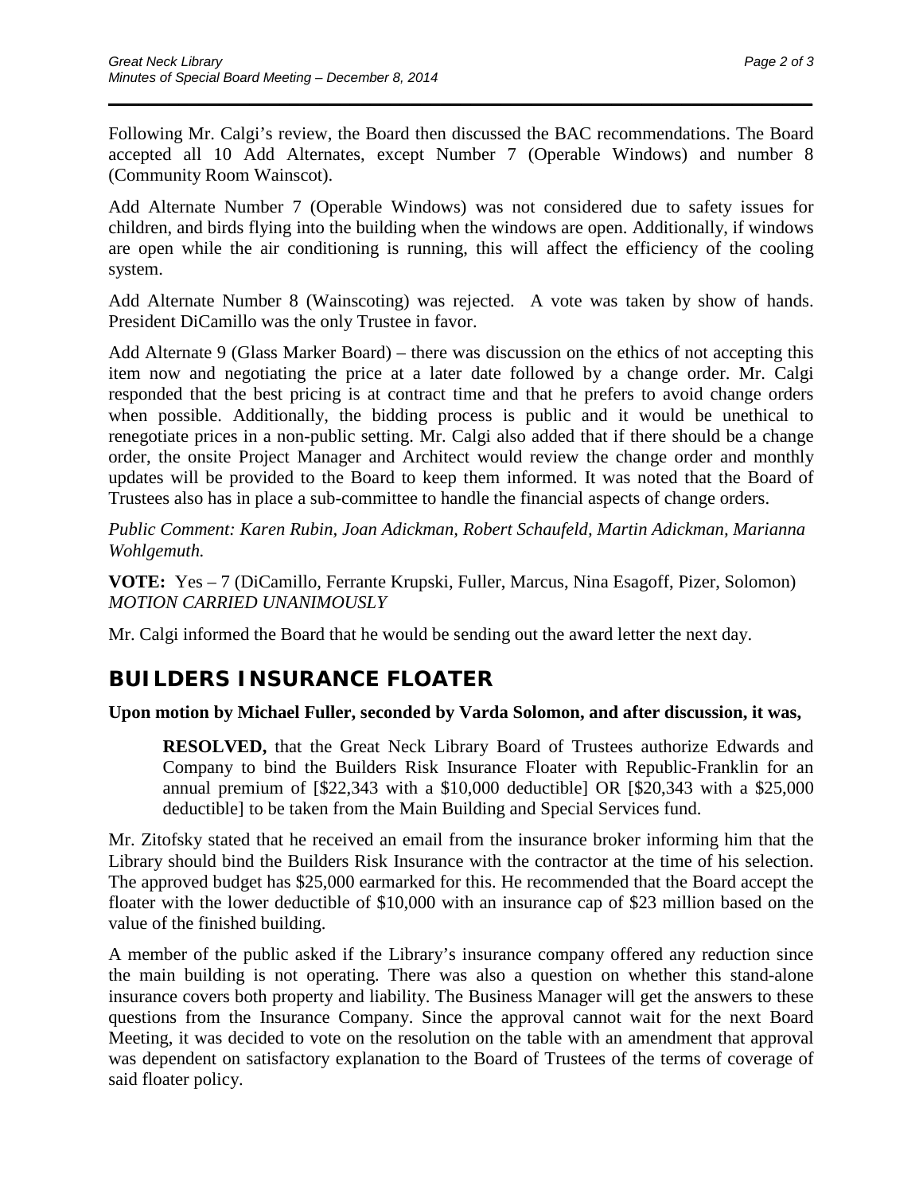Following Mr. Calgi's review, the Board then discussed the BAC recommendations. The Board accepted all 10 Add Alternates, except Number 7 (Operable Windows) and number 8 (Community Room Wainscot).

Add Alternate Number 7 (Operable Windows) was not considered due to safety issues for children, and birds flying into the building when the windows are open. Additionally, if windows are open while the air conditioning is running, this will affect the efficiency of the cooling system.

Add Alternate Number 8 (Wainscoting) was rejected. A vote was taken by show of hands. President DiCamillo was the only Trustee in favor.

Add Alternate 9 (Glass Marker Board) – there was discussion on the ethics of not accepting this item now and negotiating the price at a later date followed by a change order. Mr. Calgi responded that the best pricing is at contract time and that he prefers to avoid change orders when possible. Additionally, the bidding process is public and it would be unethical to renegotiate prices in a non-public setting. Mr. Calgi also added that if there should be a change order, the onsite Project Manager and Architect would review the change order and monthly updates will be provided to the Board to keep them informed. It was noted that the Board of Trustees also has in place a sub-committee to handle the financial aspects of change orders.

*Public Comment: Karen Rubin, Joan Adickman, Robert Schaufeld, Martin Adickman, Marianna Wohlgemuth.*

**VOTE:** Yes – 7 (DiCamillo, Ferrante Krupski, Fuller, Marcus, Nina Esagoff, Pizer, Solomon)
*MOTION CARRIED UNANIMOUSLY*

Mr. Calgi informed the Board that he would be sending out the award letter the next day.

## BUILDERS INSURANCE FLOATER

**Upon motion by Michael Fuller, seconded by Varda Solomon, and after discussion, it was,**

> **RESOLVED,** that the Great Neck Library Board of Trustees authorize Edwards and Company to bind the Builders Risk Insurance Floater with Republic-Franklin for an annual premium of [$22,343 with a $10,000 deductible] OR [$20,343 with a $25,000 deductible] to be taken from the Main Building and Special Services fund.

Mr. Zitofsky stated that he received an email from the insurance broker informing him that the Library should bind the Builders Risk Insurance with the contractor at the time of his selection. The approved budget has $25,000 earmarked for this. He recommended that the Board accept the floater with the lower deductible of $10,000 with an insurance cap of $23 million based on the value of the finished building.

A member of the public asked if the Library's insurance company offered any reduction since the main building is not operating. There was also a question on whether this stand-alone insurance covers both property and liability. The Business Manager will get the answers to these questions from the Insurance Company. Since the approval cannot wait for the next Board Meeting, it was decided to vote on the resolution on the table with an amendment that approval was dependent on satisfactory explanation to the Board of Trustees of the terms of coverage of said floater policy.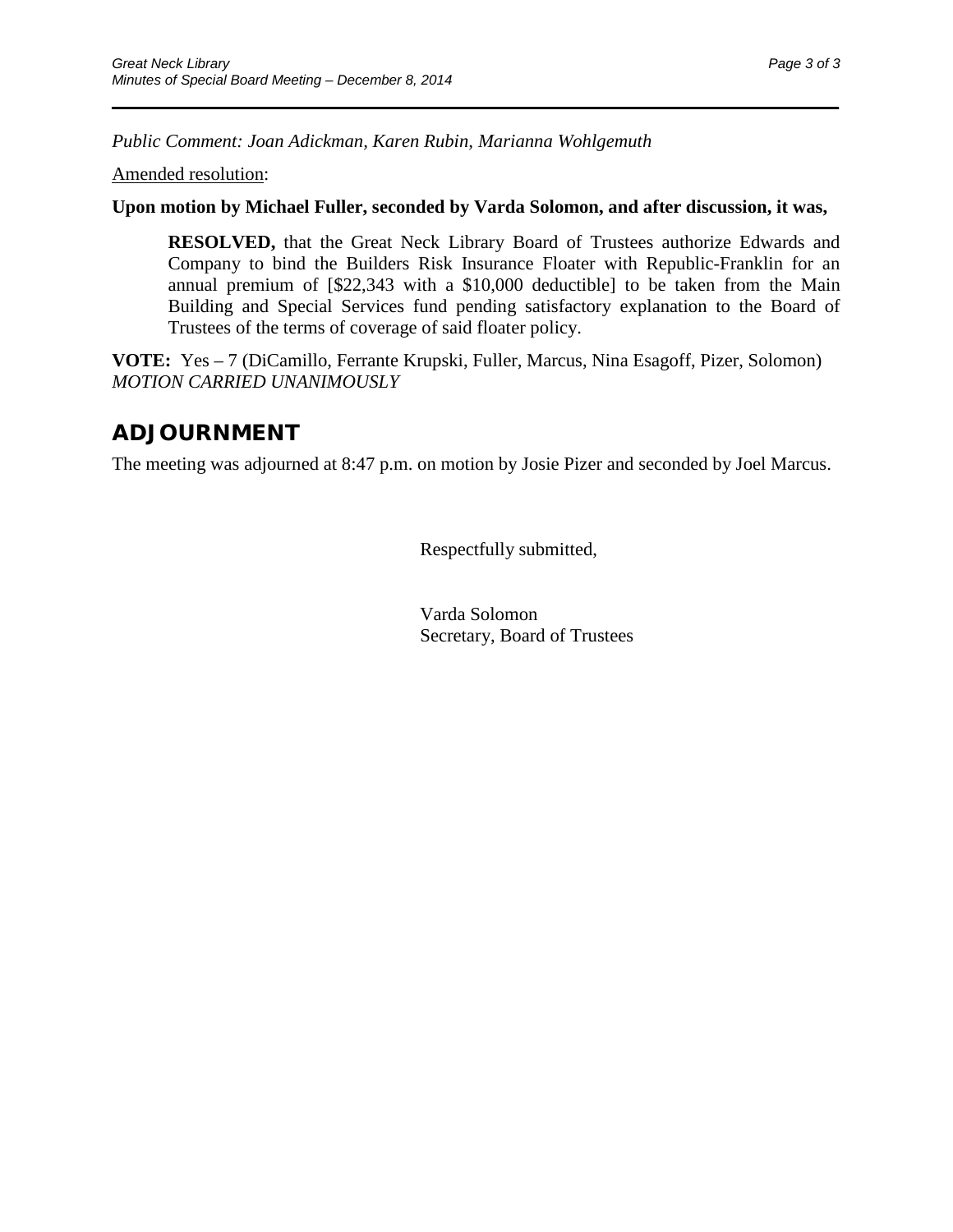*Public Comment: Joan Adickman, Karen Rubin, Marianna Wohlgemuth*

Amended resolution:

**Upon motion by Michael Fuller, seconded by Varda Solomon, and after discussion, it was,**

> **RESOLVED,** that the Great Neck Library Board of Trustees authorize Edwards and Company to bind the Builders Risk Insurance Floater with Republic-Franklin for an annual premium of [$22,343 with a $10,000 deductible] to be taken from the Main Building and Special Services fund pending satisfactory explanation to the Board of Trustees of the terms of coverage of said floater policy.

**VOTE:** Yes – 7 (DiCamillo, Ferrante Krupski, Fuller, Marcus, Nina Esagoff, Pizer, Solomon)
*MOTION CARRIED UNANIMOUSLY*

## ADJOURNMENT

The meeting was adjourned at 8:47 p.m. on motion by Josie Pizer and seconded by Joel Marcus.

Respectfully submitted,

Varda Solomon
Secretary, Board of Trustees